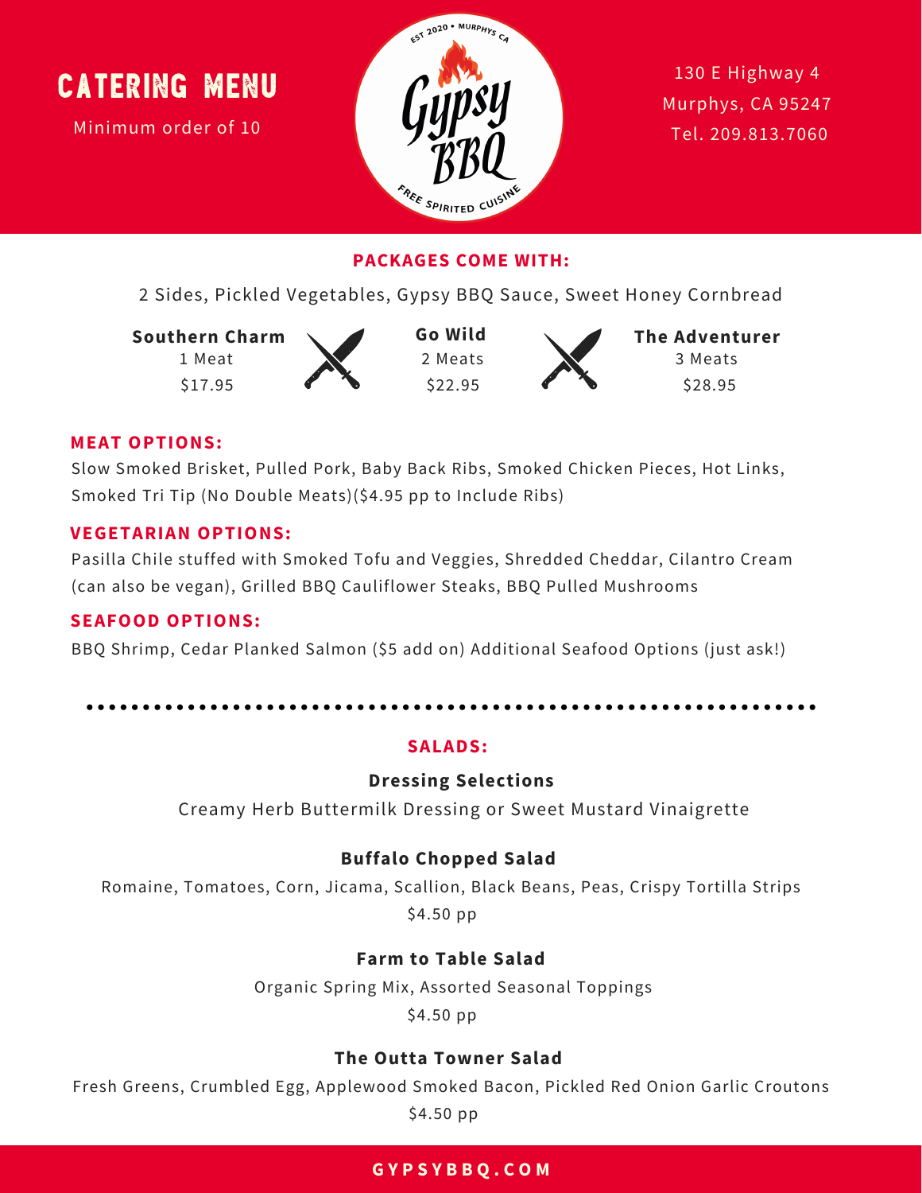# CATERING MENU

Minimum order of 10

EST 2020 • MURPHYS CA

Gypsy BBQ

FREE SPIRITED CUISINE

130 E Highway 4
Murphys, CA 95247
Tel. 209.813.7060

## PACKAGES COME WITH:

2 Sides, Pickled Vegetables, Gypsy BBQ Sauce, Sweet Honey Cornbread

| Southern Charm | Go Wild | The Adventurer |
|---|---|---|
| 1 Meat | 2 Meats | 3 Meats |
| $17.95 | $22.95 | $28.95 |

### MEAT OPTIONS:

Slow Smoked Brisket, Pulled Pork, Baby Back Ribs, Smoked Chicken Pieces, Hot Links, Smoked Tri Tip (No Double Meats)($4.95 pp to Include Ribs)

### VEGETARIAN OPTIONS:

Pasilla Chile stuffed with Smoked Tofu and Veggies, Shredded Cheddar, Cilantro Cream (can also be vegan), Grilled BBQ Cauliflower Steaks, BBQ Pulled Mushrooms

### SEAFOOD OPTIONS:

BBQ Shrimp, Cedar Planked Salmon ($5 add on) Additional Seafood Options (just ask!)

---

## SALADS:

**Dressing Selections**

Creamy Herb Buttermilk Dressing or Sweet Mustard Vinaigrette

**Buffalo Chopped Salad**

Romaine, Tomatoes, Corn, Jicama, Scallion, Black Beans, Peas, Crispy Tortilla Strips

$4.50 pp

**Farm to Table Salad**

Organic Spring Mix, Assorted Seasonal Toppings

$4.50 pp

**The Outta Towner Salad**

Fresh Greens, Crumbled Egg, Applewood Smoked Bacon, Pickled Red Onion Garlic Croutons

$4.50 pp

GYPSYBBQ.COM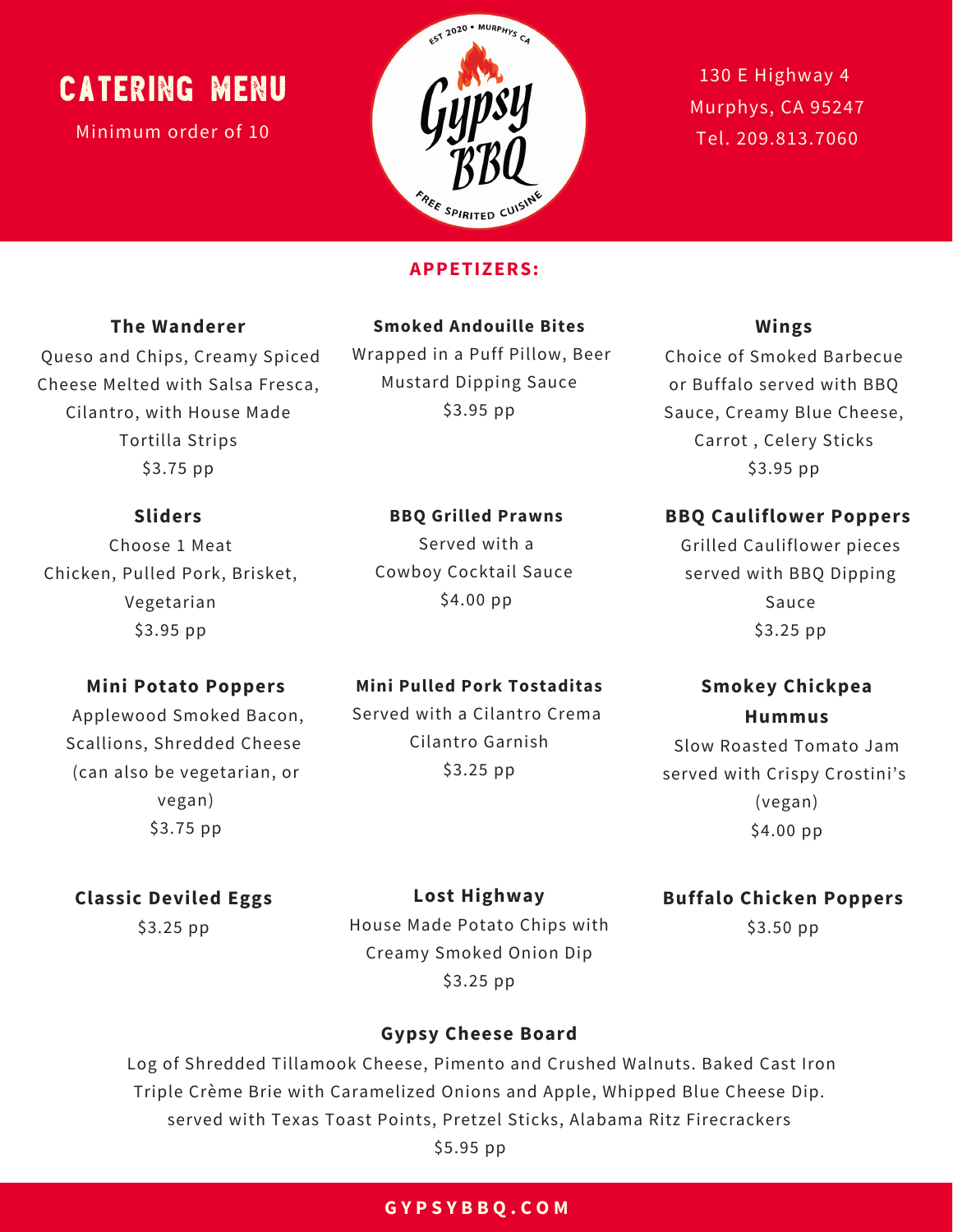# CATERING MENU

Minimum order of 10

EST 2020 • MURPHYS CA

Gypsy BBQ

FREE SPIRITED CUISINE

130 E Highway 4
Murphys, CA 95247
Tel. 209.813.7060

## APPETIZERS:

### The Wanderer

Queso and Chips, Creamy Spiced Cheese Melted with Salsa Fresca, Cilantro, with House Made Tortilla Strips
$3.75 pp

### Smoked Andouille Bites

Wrapped in a Puff Pillow, Beer Mustard Dipping Sauce
$3.95 pp

### Wings

Choice of Smoked Barbecue or Buffalo served with BBQ Sauce, Creamy Blue Cheese, Carrot , Celery Sticks
$3.95 pp

### Sliders

Choose 1 Meat
Chicken, Pulled Pork, Brisket, Vegetarian
$3.95 pp

### BBQ Grilled Prawns

Served with a Cowboy Cocktail Sauce
$4.00 pp

### BBQ Cauliflower Poppers

Grilled Cauliflower pieces served with BBQ Dipping Sauce
$3.25 pp

### Mini Potato Poppers

Applewood Smoked Bacon, Scallions, Shredded Cheese (can also be vegetarian, or vegan)
$3.75 pp

### Mini Pulled Pork Tostaditas

Served with a Cilantro Crema Cilantro Garnish
$3.25 pp

### Smokey Chickpea Hummus

Slow Roasted Tomato Jam served with Crispy Crostini's (vegan)
$4.00 pp

### Classic Deviled Eggs

$3.25 pp

### Lost Highway

House Made Potato Chips with Creamy Smoked Onion Dip
$3.25 pp

### Buffalo Chicken Poppers

$3.50 pp

### Gypsy Cheese Board

Log of Shredded Tillamook Cheese, Pimento and Crushed Walnuts. Baked Cast Iron Triple Crème Brie with Caramelized Onions and Apple, Whipped Blue Cheese Dip. served with Texas Toast Points, Pretzel Sticks, Alabama Ritz Firecrackers
$5.95 pp

GYPSYBBQ.COM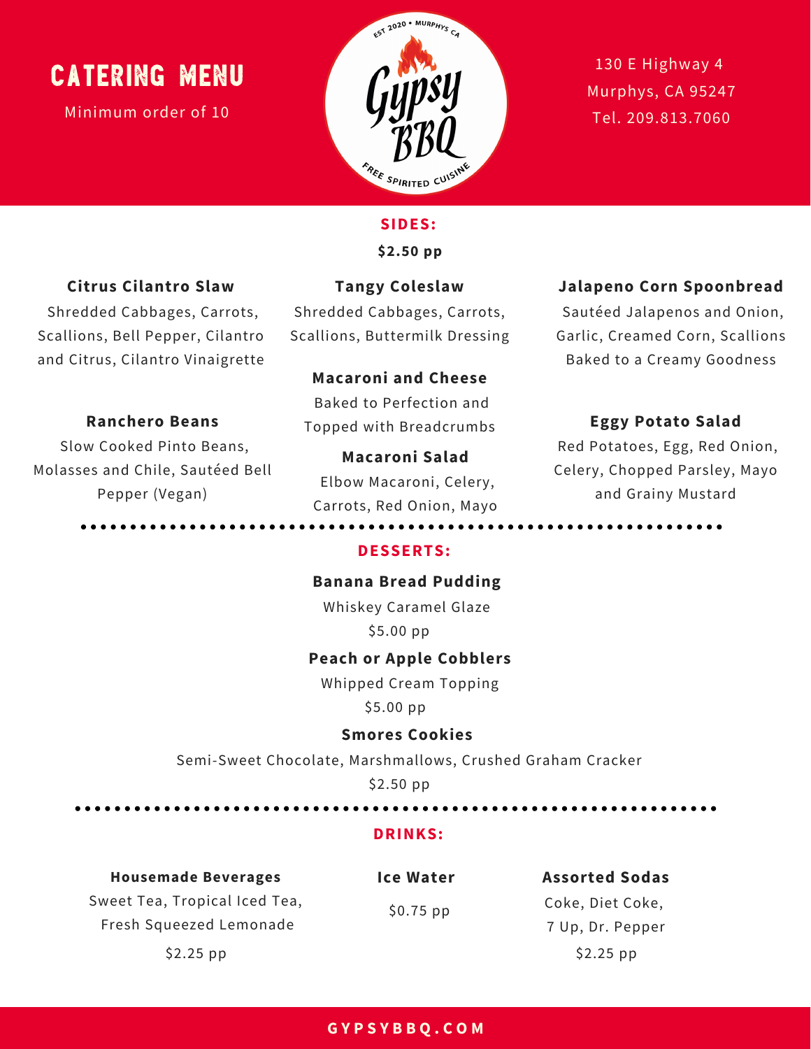# CATERING MENU

Minimum order of 10

EST 2020 • MURPHYS CA

Gypsy BBQ

FREE SPIRITED CUISINE

130 E Highway 4
Murphys, CA 95247
Tel. 209.813.7060

## SIDES:

**$2.50 pp**

**Citrus Cilantro Slaw**
Shredded Cabbages, Carrots, Scallions, Bell Pepper, Cilantro and Citrus, Cilantro Vinaigrette

**Ranchero Beans**
Slow Cooked Pinto Beans, Molasses and Chile, Sautéed Bell Pepper (Vegan)

**Tangy Coleslaw**
Shredded Cabbages, Carrots, Scallions, Buttermilk Dressing

**Macaroni and Cheese**
Baked to Perfection and Topped with Breadcrumbs

**Macaroni Salad**
Elbow Macaroni, Celery, Carrots, Red Onion, Mayo

**Jalapeno Corn Spoonbread**
Sautéed Jalapenos and Onion, Garlic, Creamed Corn, Scallions Baked to a Creamy Goodness

**Eggy Potato Salad**
Red Potatoes, Egg, Red Onion, Celery, Chopped Parsley, Mayo and Grainy Mustard

## DESSERTS:

**Banana Bread Pudding**
Whiskey Caramel Glaze
$5.00 pp

**Peach or Apple Cobblers**
Whipped Cream Topping
$5.00 pp

**Smores Cookies**
Semi-Sweet Chocolate, Marshmallows, Crushed Graham Cracker
$2.50 pp

## DRINKS:

**Housemade Beverages**
Sweet Tea, Tropical Iced Tea, Fresh Squeezed Lemonade
$2.25 pp

**Ice Water**
$0.75 pp

**Assorted Sodas**
Coke, Diet Coke, 7 Up, Dr. Pepper
$2.25 pp

GYPSYBBQ.COM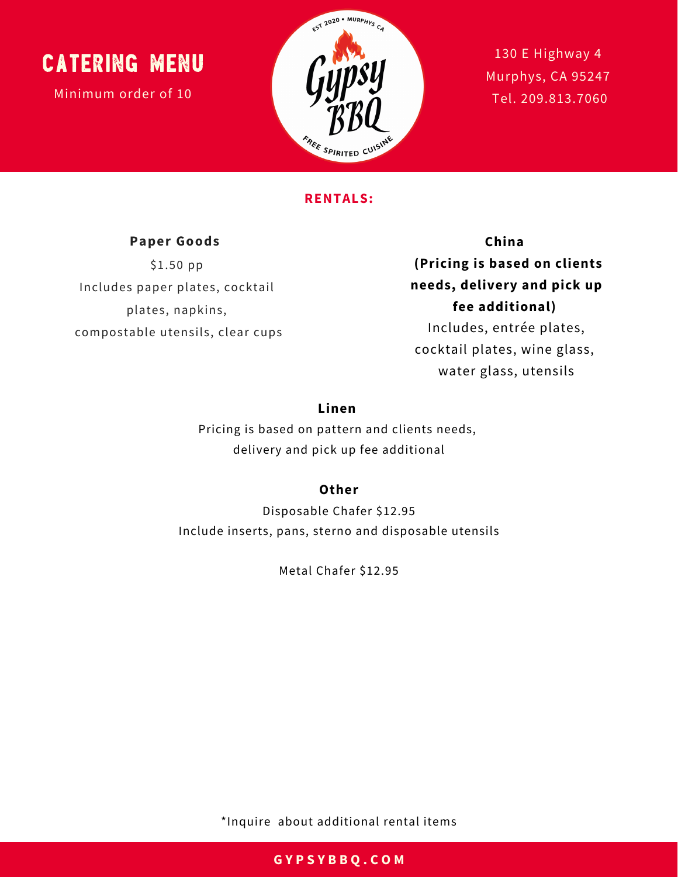# CATERING MENU

Minimum order of 10

EST 2020 • MURPHYS CA

Gypsy BBQ

FREE SPIRITED CUISINE

130 E Highway 4
Murphys, CA 95247
Tel. 209.813.7060

## RENTALS:

### Paper Goods

$1.50 pp

Includes paper plates, cocktail plates, napkins, compostable utensils, clear cups

### China

**(Pricing is based on clients needs, delivery and pick up fee additional)**

Includes, entrée plates, cocktail plates, wine glass, water glass, utensils

### Linen

Pricing is based on pattern and clients needs, delivery and pick up fee additional

### Other

Disposable Chafer $12.95
Include inserts, pans, sterno and disposable utensils

Metal Chafer $12.95

*Inquire about additional rental items

GYPSYBBQ.COM